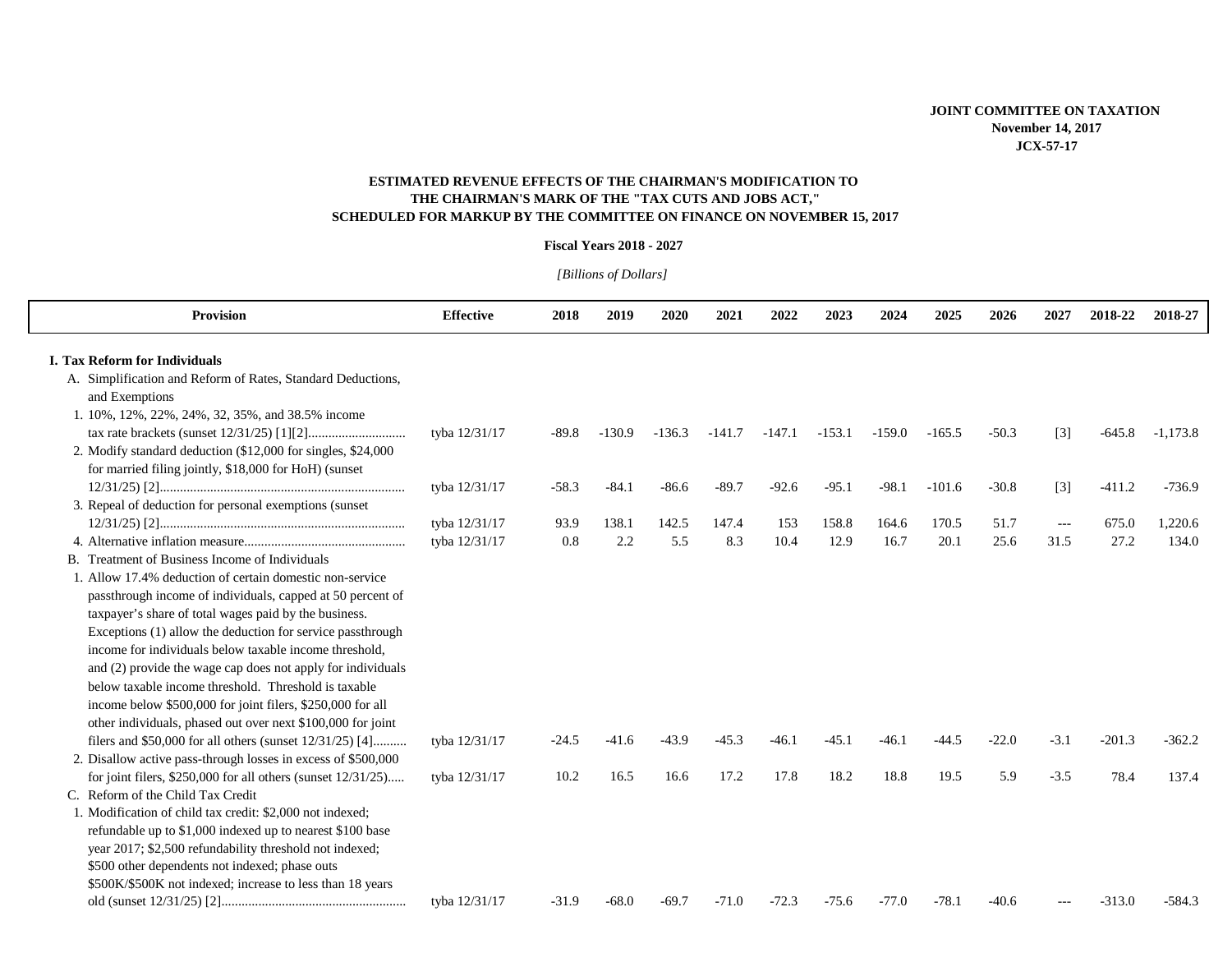**JOINT COMMITTEE ON TAXATION**
**November 14, 2017**
**JCX-57-17**

## ESTIMATED REVENUE EFFECTS OF THE CHAIRMAN'S MODIFICATION TO THE CHAIRMAN'S MARK OF THE "TAX CUTS AND JOBS ACT," SCHEDULED FOR MARKUP BY THE COMMITTEE ON FINANCE ON NOVEMBER 15, 2017

**Fiscal Years 2018 - 2027**

*[Billions of Dollars]*

| Provision | Effective | 2018 | 2019 | 2020 | 2021 | 2022 | 2023 | 2024 | 2025 | 2026 | 2027 | 2018-22 | 2018-27 |
|---|---|---|---|---|---|---|---|---|---|---|---|---|---|
| **I. Tax Reform for Individuals** | | | | | | | | | | | | | |
| A. Simplification and Reform of Rates, Standard Deductions, and Exemptions | | | | | | | | | | | | | |
| 1. 10%, 12%, 22%, 24%, 32, 35%, and 38.5% income tax rate brackets (sunset 12/31/25) [1][2] | tyba 12/31/17 | -89.8 | -130.9 | -136.3 | -141.7 | -147.1 | -153.1 | -159.0 | -165.5 | -50.3 | [3] | -645.8 | -1,173.8 |
| 2. Modify standard deduction ($12,000 for singles, $24,000 for married filing jointly, $18,000 for HoH) (sunset 12/31/25) [2] | tyba 12/31/17 | -58.3 | -84.1 | -86.6 | -89.7 | -92.6 | -95.1 | -98.1 | -101.6 | -30.8 | [3] | -411.2 | -736.9 |
| 3. Repeal of deduction for personal exemptions (sunset 12/31/25) [2] | tyba 12/31/17 | 93.9 | 138.1 | 142.5 | 147.4 | 153 | 158.8 | 164.6 | 170.5 | 51.7 | --- | 675.0 | 1,220.6 |
| 4. Alternative inflation measure | tyba 12/31/17 | 0.8 | 2.2 | 5.5 | 8.3 | 10.4 | 12.9 | 16.7 | 20.1 | 25.6 | 31.5 | 27.2 | 134.0 |
| B. Treatment of Business Income of Individuals | | | | | | | | | | | | | |
| 1. Allow 17.4% deduction of certain domestic non-service passthrough income of individuals, capped at 50 percent of taxpayer's share of total wages paid by the business. Exceptions (1) allow the deduction for service passthrough income for individuals below taxable income threshold, and (2) provide the wage cap does not apply for individuals below taxable income threshold. Threshold is taxable income below $500,000 for joint filers, $250,000 for all other individuals, phased out over next $100,000 for joint filers and $50,000 for all others (sunset 12/31/25) [4] | tyba 12/31/17 | -24.5 | -41.6 | -43.9 | -45.3 | -46.1 | -45.1 | -46.1 | -44.5 | -22.0 | -3.1 | -201.3 | -362.2 |
| 2. Disallow active pass-through losses in excess of $500,000 for joint filers, $250,000 for all others (sunset 12/31/25) | tyba 12/31/17 | 10.2 | 16.5 | 16.6 | 17.2 | 17.8 | 18.2 | 18.8 | 19.5 | 5.9 | -3.5 | 78.4 | 137.4 |
| C. Reform of the Child Tax Credit | | | | | | | | | | | | | |
| 1. Modification of child tax credit: $2,000 not indexed; refundable up to $1,000 indexed up to nearest $100 base year 2017; $2,500 refundability threshold not indexed; $500 other dependents not indexed; phase outs $500K/$500K not indexed; increase to less than 18 years old (sunset 12/31/25) [2] | tyba 12/31/17 | -31.9 | -68.0 | -69.7 | -71.0 | -72.3 | -75.6 | -77.0 | -78.1 | -40.6 | --- | -313.0 | -584.3 |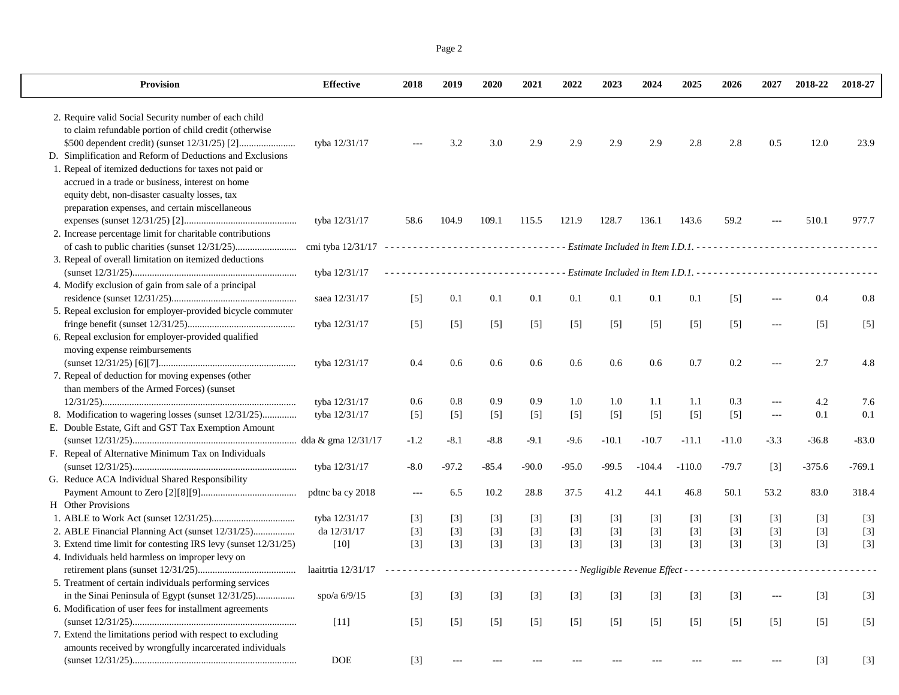| Provision | Effective | 2018 | 2019 | 2020 | 2021 | 2022 | 2023 | 2024 | 2025 | 2026 | 2027 | 2018-22 | 2018-27 |
|---|---|---|---|---|---|---|---|---|---|---|---|---|---|
| 2. Require valid Social Security number of each child to claim refundable portion of child credit (otherwise $500 dependent credit) (sunset 12/31/25) [2]....................... | tyba 12/31/17 | --- | 3.2 | 3.0 | 2.9 | 2.9 | 2.9 | 2.9 | 2.8 | 2.8 | 0.5 | 12.0 | 23.9 |
| D. Simplification and Reform of Deductions and Exclusions | | | | | | | | | | | | | |
| 1. Repeal of itemized deductions for taxes not paid or accrued in a trade or business, interest on home equity debt, non-disaster casualty losses, tax preparation expenses, and certain miscellaneous expenses (sunset 12/31/25) [2]............................................. | tyba 12/31/17 | 58.6 | 104.9 | 109.1 | 115.5 | 121.9 | 128.7 | 136.1 | 143.6 | 59.2 | --- | 510.1 | 977.7 |
| 2. Increase percentage limit for charitable contributions of cash to public charities (sunset 12/31/25)......................... | cmi tyba 12/31/17 | *Estimate Included in Item I.D.1.* | | | | | | | | | | | |
| 3. Repeal of overall limitation on itemized deductions (sunset 12/31/25)................................................................... | tyba 12/31/17 | *Estimate Included in Item I.D.1.* | | | | | | | | | | | |
| 4. Modify exclusion of gain from sale of a principal residence (sunset 12/31/25)................................................... | saea 12/31/17 | [5] | 0.1 | 0.1 | 0.1 | 0.1 | 0.1 | 0.1 | 0.1 | [5] | --- | 0.4 | 0.8 |
| 5. Repeal exclusion for employer-provided bicycle commuter fringe benefit (sunset 12/31/25)............................................ | tyba 12/31/17 | [5] | [5] | [5] | [5] | [5] | [5] | [5] | [5] | [5] | --- | [5] | [5] |
| 6. Repeal exclusion for employer-provided qualified moving expense reimbursements (sunset 12/31/25) [6][7]........................................................ | tyba 12/31/17 | 0.4 | 0.6 | 0.6 | 0.6 | 0.6 | 0.6 | 0.6 | 0.7 | 0.2 | --- | 2.7 | 4.8 |
| 7. Repeal of deduction for moving expenses (other than members of the Armed Forces) (sunset 12/31/25)............................................................................... | tyba 12/31/17 | 0.6 | 0.8 | 0.9 | 0.9 | 1.0 | 1.0 | 1.1 | 1.1 | 0.3 | --- | 4.2 | 7.6 |
| 8. Modification to wagering losses (sunset 12/31/25).............. | tyba 12/31/17 | [5] | [5] | [5] | [5] | [5] | [5] | [5] | [5] | [5] | --- | 0.1 | 0.1 |
| E. Double Estate, Gift and GST Tax Exemption Amount (sunset 12/31/25)................................................................... | dda & gma 12/31/17 | -1.2 | -8.1 | -8.8 | -9.1 | -9.6 | -10.1 | -10.7 | -11.1 | -11.0 | -3.3 | -36.8 | -83.0 |
| F. Repeal of Alternative Minimum Tax on Individuals (sunset 12/31/25)................................................................... | tyba 12/31/17 | -8.0 | -97.2 | -85.4 | -90.0 | -95.0 | -99.5 | -104.4 | -110.0 | -79.7 | [3] | -375.6 | -769.1 |
| G. Reduce ACA Individual Shared Responsibility Payment Amount to Zero [2][8][9]....................................... | pdtnc ba cy 2018 | --- | 6.5 | 10.2 | 28.8 | 37.5 | 41.2 | 44.1 | 46.8 | 50.1 | 53.2 | 83.0 | 318.4 |
| H Other Provisions | | | | | | | | | | | | | |
| 1. ABLE to Work Act (sunset 12/31/25).................................. | tyba 12/31/17 | [3] | [3] | [3] | [3] | [3] | [3] | [3] | [3] | [3] | [3] | [3] | [3] |
| 2. ABLE Financial Planning Act (sunset 12/31/25)................. | da 12/31/17 | [3] | [3] | [3] | [3] | [3] | [3] | [3] | [3] | [3] | [3] | [3] | [3] |
| 3. Extend time limit for contesting IRS levy (sunset 12/31/25) | [10] | [3] | [3] | [3] | [3] | [3] | [3] | [3] | [3] | [3] | [3] | [3] | [3] |
| 4. Individuals held harmless on improper levy on retirement plans (sunset 12/31/25)........................................ | laaitrtia 12/31/17 | *Negligible Revenue Effect* | | | | | | | | | | | |
| 5. Treatment of certain individuals performing services in the Sinai Peninsula of Egypt (sunset 12/31/25)................ | spo/a 6/9/15 | [3] | [3] | [3] | [3] | [3] | [3] | [3] | [3] | [3] | --- | [3] | [3] |
| 6. Modification of user fees for installment agreements (sunset 12/31/25)................................................................... | [11] | [5] | [5] | [5] | [5] | [5] | [5] | [5] | [5] | [5] | [5] | [5] | [5] |
| 7. Extend the limitations period with respect to excluding amounts received by wrongfully incarcerated individuals (sunset 12/31/25)................................................................... | DOE | [3] | --- | --- | --- | --- | --- | --- | --- | --- | --- | [3] | [3] |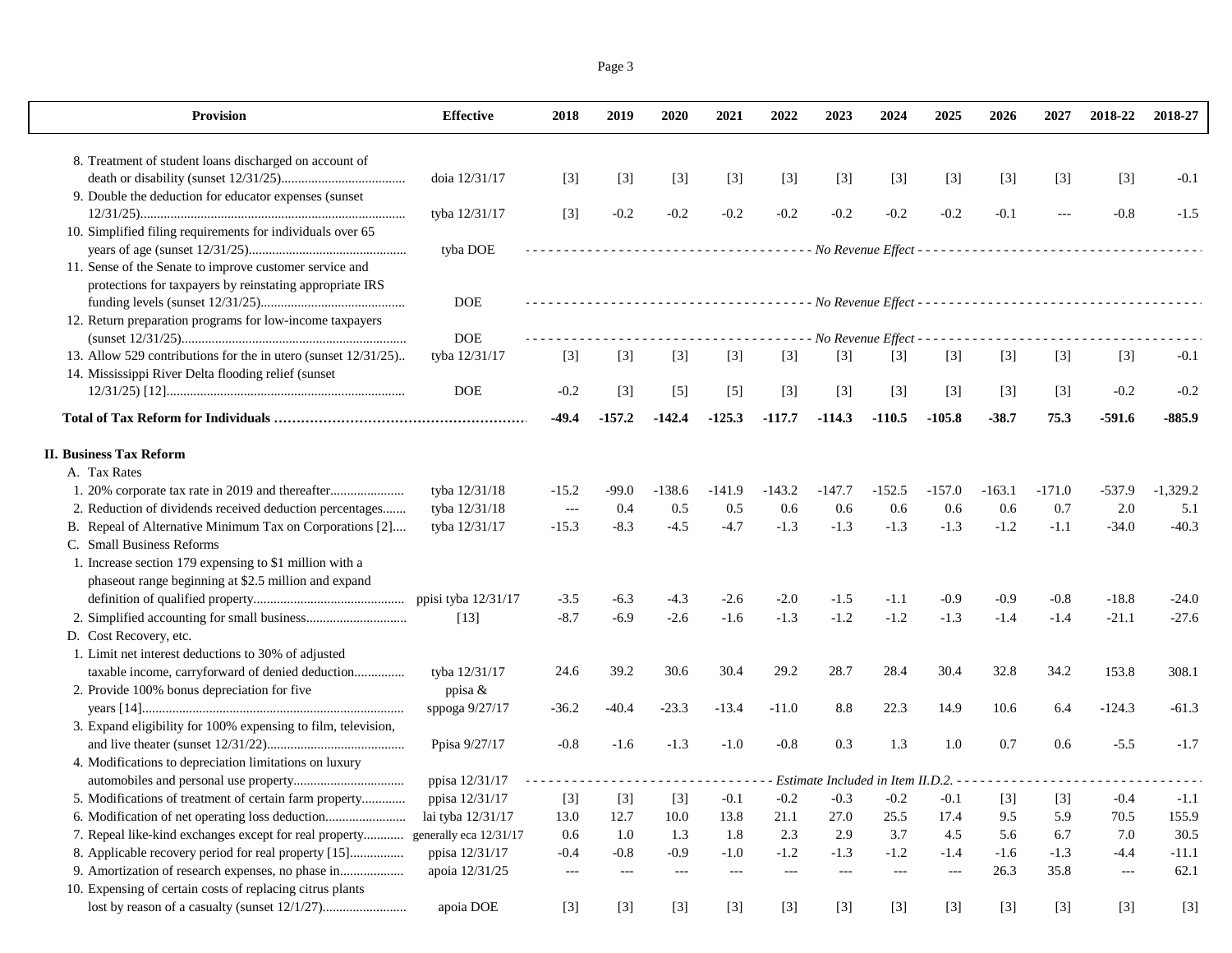| Provision | Effective | 2018 | 2019 | 2020 | 2021 | 2022 | 2023 | 2024 | 2025 | 2026 | 2027 | 2018-22 | 2018-27 |
|---|---|---|---|---|---|---|---|---|---|---|---|---|---|
| 8. Treatment of student loans discharged on account of death or disability (sunset 12/31/25) | doia 12/31/17 | [3] | [3] | [3] | [3] | [3] | [3] | [3] | [3] | [3] | [3] | [3] | -0.1 |
| 9. Double the deduction for educator expenses (sunset 12/31/25) | tyba 12/31/17 | [3] | -0.2 | -0.2 | -0.2 | -0.2 | -0.2 | -0.2 | -0.2 | -0.1 | --- | -0.8 | -1.5 |
| 10. Simplified filing requirements for individuals over 65 years of age (sunset 12/31/25) | tyba DOE | No Revenue Effect | | | | | | | | | | | |
| 11. Sense of the Senate to improve customer service and protections for taxpayers by reinstating appropriate IRS funding levels (sunset 12/31/25) | DOE | No Revenue Effect | | | | | | | | | | | |
| 12. Return preparation programs for low-income taxpayers (sunset 12/31/25) | DOE | No Revenue Effect | | | | | | | | | | | |
| 13. Allow 529 contributions for the in utero (sunset 12/31/25) | tyba 12/31/17 | [3] | [3] | [3] | [3] | [3] | [3] | [3] | [3] | [3] | [3] | [3] | -0.1 |
| 14. Mississippi River Delta flooding relief (sunset 12/31/25) [12] | DOE | -0.2 | [3] | [5] | [5] | [3] | [3] | [3] | [3] | [3] | [3] | -0.2 | -0.2 |
| **Total of Tax Reform for Individuals** | | **-49.4** | **-157.2** | **-142.4** | **-125.3** | **-117.7** | **-114.3** | **-110.5** | **-105.8** | **-38.7** | **75.3** | **-591.6** | **-885.9** |
| **II. Business Tax Reform** | | | | | | | | | | | | | |
| A. Tax Rates | | | | | | | | | | | | | |
| 1. 20% corporate tax rate in 2019 and thereafter | tyba 12/31/18 | -15.2 | -99.0 | -138.6 | -141.9 | -143.2 | -147.7 | -152.5 | -157.0 | -163.1 | -171.0 | -537.9 | -1,329.2 |
| 2. Reduction of dividends received deduction percentages | tyba 12/31/18 | --- | 0.4 | 0.5 | 0.5 | 0.6 | 0.6 | 0.6 | 0.6 | 0.6 | 0.7 | 2.0 | 5.1 |
| B. Repeal of Alternative Minimum Tax on Corporations [2] | tyba 12/31/17 | -15.3 | -8.3 | -4.5 | -4.7 | -1.3 | -1.3 | -1.3 | -1.3 | -1.2 | -1.1 | -34.0 | -40.3 |
| C. Small Business Reforms | | | | | | | | | | | | | |
| 1. Increase section 179 expensing to $1 million with a phaseout range beginning at $2.5 million and expand definition of qualified property | ppisi tyba 12/31/17 | -3.5 | -6.3 | -4.3 | -2.6 | -2.0 | -1.5 | -1.1 | -0.9 | -0.9 | -0.8 | -18.8 | -24.0 |
| 2. Simplified accounting for small business | [13] | -8.7 | -6.9 | -2.6 | -1.6 | -1.3 | -1.2 | -1.2 | -1.3 | -1.4 | -1.4 | -21.1 | -27.6 |
| D. Cost Recovery, etc. | | | | | | | | | | | | | |
| 1. Limit net interest deductions to 30% of adjusted taxable income, carryforward of denied deduction | tyba 12/31/17 | 24.6 | 39.2 | 30.6 | 30.4 | 29.2 | 28.7 | 28.4 | 30.4 | 32.8 | 34.2 | 153.8 | 308.1 |
| 2. Provide 100% bonus depreciation for five years [14] | ppisa & sppoga 9/27/17 | -36.2 | -40.4 | -23.3 | -13.4 | -11.0 | 8.8 | 22.3 | 14.9 | 10.6 | 6.4 | -124.3 | -61.3 |
| 3. Expand eligibility for 100% expensing to film, television, and live theater (sunset 12/31/22) | Ppisa 9/27/17 | -0.8 | -1.6 | -1.3 | -1.0 | -0.8 | 0.3 | 1.3 | 1.0 | 0.7 | 0.6 | -5.5 | -1.7 |
| 4. Modifications to depreciation limitations on luxury automobiles and personal use property | ppisa 12/31/17 | Estimate Included in Item II.D.2. | | | | | | | | | | | |
| 5. Modifications of treatment of certain farm property | ppisa 12/31/17 | [3] | [3] | [3] | -0.1 | -0.2 | -0.3 | -0.2 | -0.1 | [3] | [3] | -0.4 | -1.1 |
| 6. Modification of net operating loss deduction | lai tyba 12/31/17 | 13.0 | 12.7 | 10.0 | 13.8 | 21.1 | 27.0 | 25.5 | 17.4 | 9.5 | 5.9 | 70.5 | 155.9 |
| 7. Repeal like-kind exchanges except for real property | generally eca 12/31/17 | 0.6 | 1.0 | 1.3 | 1.8 | 2.3 | 2.9 | 3.7 | 4.5 | 5.6 | 6.7 | 7.0 | 30.5 |
| 8. Applicable recovery period for real property [15] | ppisa 12/31/17 | -0.4 | -0.8 | -0.9 | -1.0 | -1.2 | -1.3 | -1.2 | -1.4 | -1.6 | -1.3 | -4.4 | -11.1 |
| 9. Amortization of research expenses, no phase in | apoia 12/31/25 | --- | --- | --- | --- | --- | --- | --- | --- | 26.3 | 35.8 | --- | 62.1 |
| 10. Expensing of certain costs of replacing citrus plants lost by reason of a casualty (sunset 12/1/27) | apoia DOE | [3] | [3] | [3] | [3] | [3] | [3] | [3] | [3] | [3] | [3] | [3] | [3] |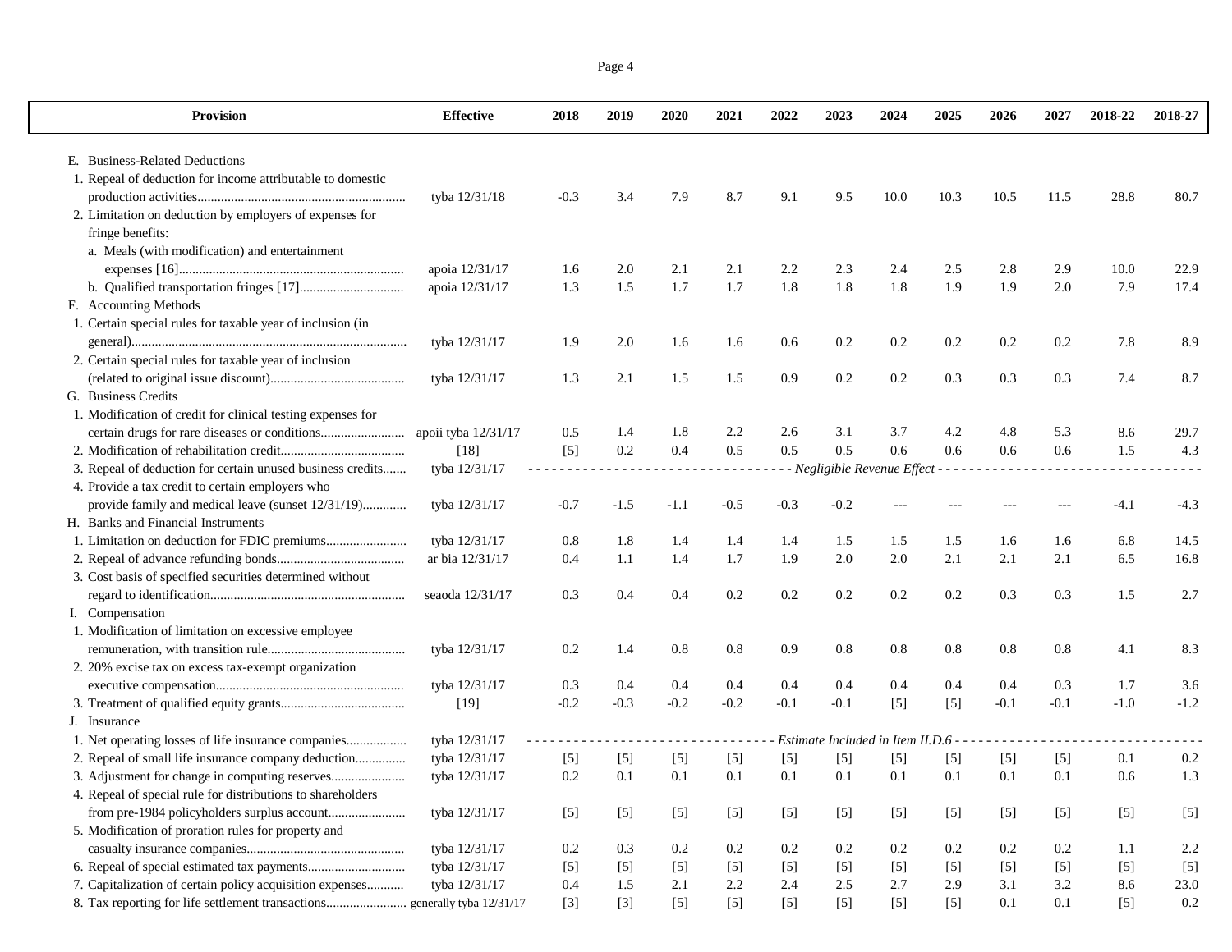| Provision | Effective | 2018 | 2019 | 2020 | 2021 | 2022 | 2023 | 2024 | 2025 | 2026 | 2027 | 2018-22 | 2018-27 |
|---|---|---|---|---|---|---|---|---|---|---|---|---|---|
| E. Business-Related Deductions | | | | | | | | | | | | | |
| 1. Repeal of deduction for income attributable to domestic production activities | tyba 12/31/18 | -0.3 | 3.4 | 7.9 | 8.7 | 9.1 | 9.5 | 10.0 | 10.3 | 10.5 | 11.5 | 28.8 | 80.7 |
| 2. Limitation on deduction by employers of expenses for fringe benefits: | | | | | | | | | | | | | |
| a. Meals (with modification) and entertainment expenses [16] | apoia 12/31/17 | 1.6 | 2.0 | 2.1 | 2.1 | 2.2 | 2.3 | 2.4 | 2.5 | 2.8 | 2.9 | 10.0 | 22.9 |
| b. Qualified transportation fringes [17] | apoia 12/31/17 | 1.3 | 1.5 | 1.7 | 1.7 | 1.8 | 1.8 | 1.8 | 1.9 | 1.9 | 2.0 | 7.9 | 17.4 |
| F. Accounting Methods | | | | | | | | | | | | | |
| 1. Certain special rules for taxable year of inclusion (in general) | tyba 12/31/17 | 1.9 | 2.0 | 1.6 | 1.6 | 0.6 | 0.2 | 0.2 | 0.2 | 0.2 | 0.2 | 7.8 | 8.9 |
| 2. Certain special rules for taxable year of inclusion (related to original issue discount) | tyba 12/31/17 | 1.3 | 2.1 | 1.5 | 1.5 | 0.9 | 0.2 | 0.2 | 0.3 | 0.3 | 0.3 | 7.4 | 8.7 |
| G. Business Credits | | | | | | | | | | | | | |
| 1. Modification of credit for clinical testing expenses for certain drugs for rare diseases or conditions | apoii tyba 12/31/17 | 0.5 | 1.4 | 1.8 | 2.2 | 2.6 | 3.1 | 3.7 | 4.2 | 4.8 | 5.3 | 8.6 | 29.7 |
| 2. Modification of rehabilitation credit | [18] | [5] | 0.2 | 0.4 | 0.5 | 0.5 | 0.5 | 0.6 | 0.6 | 0.6 | 0.6 | 1.5 | 4.3 |
| 3. Repeal of deduction for certain unused business credits | tyba 12/31/17 | - - - - - - - - - - - - - - - - - - - - Negligible Revenue Effect - - - - - - - - - - - - - - - - - - - - | | | | | | | | | | | |
| 4. Provide a tax credit to certain employers who provide family and medical leave (sunset 12/31/19) | tyba 12/31/17 | -0.7 | -1.5 | -1.1 | -0.5 | -0.3 | -0.2 | --- | --- | --- | --- | -4.1 | -4.3 |
| H. Banks and Financial Instruments | | | | | | | | | | | | | |
| 1. Limitation on deduction for FDIC premiums | tyba 12/31/17 | 0.8 | 1.8 | 1.4 | 1.4 | 1.4 | 1.5 | 1.5 | 1.5 | 1.6 | 1.6 | 6.8 | 14.5 |
| 2. Repeal of advance refunding bonds | ar bia 12/31/17 | 0.4 | 1.1 | 1.4 | 1.7 | 1.9 | 2.0 | 2.0 | 2.1 | 2.1 | 2.1 | 6.5 | 16.8 |
| 3. Cost basis of specified securities determined without regard to identification | seaoda 12/31/17 | 0.3 | 0.4 | 0.4 | 0.2 | 0.2 | 0.2 | 0.2 | 0.2 | 0.3 | 0.3 | 1.5 | 2.7 |
| I. Compensation | | | | | | | | | | | | | |
| 1. Modification of limitation on excessive employee remuneration, with transition rule | tyba 12/31/17 | 0.2 | 1.4 | 0.8 | 0.8 | 0.9 | 0.8 | 0.8 | 0.8 | 0.8 | 0.8 | 4.1 | 8.3 |
| 2. 20% excise tax on excess tax-exempt organization executive compensation | tyba 12/31/17 | 0.3 | 0.4 | 0.4 | 0.4 | 0.4 | 0.4 | 0.4 | 0.4 | 0.4 | 0.3 | 1.7 | 3.6 |
| 3. Treatment of qualified equity grants | [19] | -0.2 | -0.3 | -0.2 | -0.2 | -0.1 | -0.1 | [5] | [5] | -0.1 | -0.1 | -1.0 | -1.2 |
| J. Insurance | | | | | | | | | | | | | |
| 1. Net operating losses of life insurance companies | tyba 12/31/17 | - - - - - - - - - - - - - - - - - - - - Estimate Included in Item II.D.6 - - - - - - - - - - - - - - - - - - - - | | | | | | | | | | | |
| 2. Repeal of small life insurance company deduction | tyba 12/31/17 | [5] | [5] | [5] | [5] | [5] | [5] | [5] | [5] | [5] | [5] | 0.1 | 0.2 |
| 3. Adjustment for change in computing reserves | tyba 12/31/17 | 0.2 | 0.1 | 0.1 | 0.1 | 0.1 | 0.1 | 0.1 | 0.1 | 0.1 | 0.1 | 0.6 | 1.3 |
| 4. Repeal of special rule for distributions to shareholders from pre-1984 policyholders surplus account | tyba 12/31/17 | [5] | [5] | [5] | [5] | [5] | [5] | [5] | [5] | [5] | [5] | [5] | [5] |
| 5. Modification of proration rules for property and casualty insurance companies | tyba 12/31/17 | 0.2 | 0.3 | 0.2 | 0.2 | 0.2 | 0.2 | 0.2 | 0.2 | 0.2 | 0.2 | 1.1 | 2.2 |
| 6. Repeal of special estimated tax payments | tyba 12/31/17 | [5] | [5] | [5] | [5] | [5] | [5] | [5] | [5] | [5] | [5] | [5] | [5] |
| 7. Capitalization of certain policy acquisition expenses | tyba 12/31/17 | 0.4 | 1.5 | 2.1 | 2.2 | 2.4 | 2.5 | 2.7 | 2.9 | 3.1 | 3.2 | 8.6 | 23.0 |
| 8. Tax reporting for life settlement transactions | generally tyba 12/31/17 | [3] | [3] | [5] | [5] | [5] | [5] | [5] | [5] | 0.1 | 0.1 | [5] | 0.2 |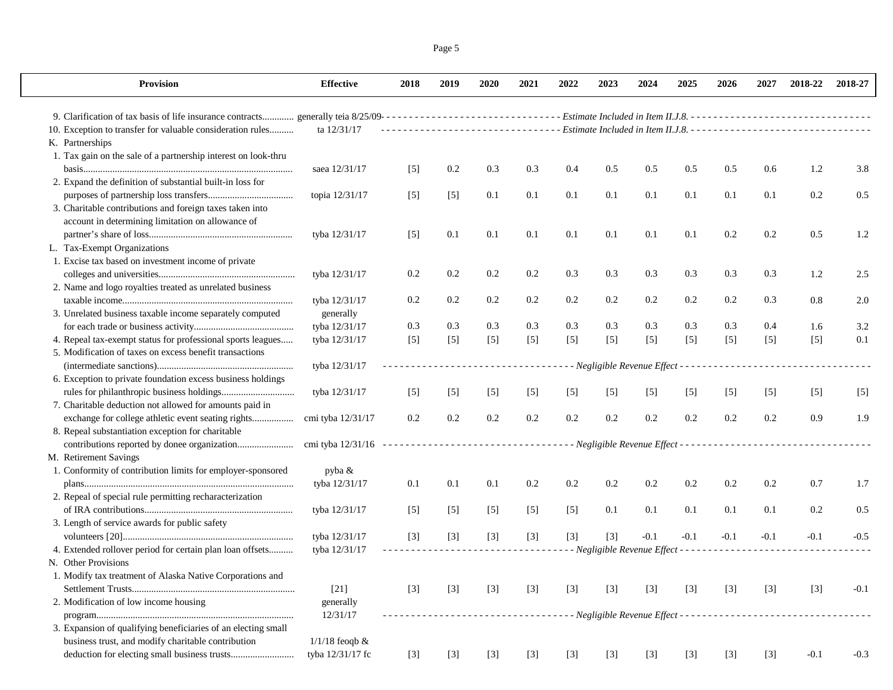| Provision | Effective | 2018 | 2019 | 2020 | 2021 | 2022 | 2023 | 2024 | 2025 | 2026 | 2027 | 2018-22 | 2018-27 |
|---|---|---|---|---|---|---|---|---|---|---|---|---|---|
| 9. Clarification of tax basis of life insurance contracts............ | generally teia 8/25/09 | *Estimate Included in Item II.J.8.* | | | | | | | | | | | |
| 10. Exception to transfer for valuable consideration rules.......... | ta 12/31/17 | *Estimate Included in Item II.J.8.* | | | | | | | | | | | |
| K. Partnerships | | | | | | | | | | | | | |
| 1. Tax gain on the sale of a partnership interest on look-thru basis..................................................................................... | saea 12/31/17 | [5] | 0.2 | 0.3 | 0.3 | 0.4 | 0.5 | 0.5 | 0.5 | 0.5 | 0.6 | 1.2 | 3.8 |
| 2. Expand the definition of substantial built-in loss for purposes of partnership loss transfers.................................. | topia 12/31/17 | [5] | [5] | 0.1 | 0.1 | 0.1 | 0.1 | 0.1 | 0.1 | 0.1 | 0.1 | 0.2 | 0.5 |
| 3. Charitable contributions and foreign taxes taken into account in determining limitation on allowance of partner's share of loss.......................................................... | tyba 12/31/17 | [5] | 0.1 | 0.1 | 0.1 | 0.1 | 0.1 | 0.1 | 0.1 | 0.2 | 0.2 | 0.5 | 1.2 |
| L. Tax-Exempt Organizations | | | | | | | | | | | | | |
| 1. Excise tax based on investment income of private colleges and universities....................................................... | tyba 12/31/17 | 0.2 | 0.2 | 0.2 | 0.2 | 0.3 | 0.3 | 0.3 | 0.3 | 0.3 | 0.3 | 1.2 | 2.5 |
| 2. Name and logo royalties treated as unrelated business taxable income..................................................................... | tyba 12/31/17 | 0.2 | 0.2 | 0.2 | 0.2 | 0.2 | 0.2 | 0.2 | 0.2 | 0.2 | 0.3 | 0.8 | 2.0 |
| 3. Unrelated business taxable income separately computed for each trade or business activity......................................... | generally tyba 12/31/17 | 0.3 | 0.3 | 0.3 | 0.3 | 0.3 | 0.3 | 0.3 | 0.3 | 0.3 | 0.4 | 1.6 | 3.2 |
| 4. Repeal tax-exempt status for professional sports leagues..... | tyba 12/31/17 | [5] | [5] | [5] | [5] | [5] | [5] | [5] | [5] | [5] | [5] | [5] | 0.1 |
| 5. Modification of taxes on excess benefit transactions (intermediate sanctions)....................................................... | tyba 12/31/17 | *Negligible Revenue Effect* | | | | | | | | | | | |
| 6. Exception to private foundation excess business holdings rules for philanthropic business holdings............................. | tyba 12/31/17 | [5] | [5] | [5] | [5] | [5] | [5] | [5] | [5] | [5] | [5] | [5] | [5] |
| 7. Charitable deduction not allowed for amounts paid in exchange for college athletic event seating rights................ | cmi tyba 12/31/17 | 0.2 | 0.2 | 0.2 | 0.2 | 0.2 | 0.2 | 0.2 | 0.2 | 0.2 | 0.2 | 0.9 | 1.9 |
| 8. Repeal substantiation exception for charitable contributions reported by donee organization...................... | cmi tyba 12/31/16 | *Negligible Revenue Effect* | | | | | | | | | | | |
| M. Retirement Savings | | | | | | | | | | | | | |
| 1. Conformity of contribution limits for employer-sponsored plans..................................................................................... | pyba & tyba 12/31/17 | 0.1 | 0.1 | 0.1 | 0.2 | 0.2 | 0.2 | 0.2 | 0.2 | 0.2 | 0.2 | 0.7 | 1.7 |
| 2. Repeal of special rule permitting recharacterization of IRA contributions............................................................ | tyba 12/31/17 | [5] | [5] | [5] | [5] | [5] | 0.1 | 0.1 | 0.1 | 0.1 | 0.1 | 0.2 | 0.5 |
| 3. Length of service awards for public safety volunteers [20]..................................................................... | tyba 12/31/17 | [3] | [3] | [3] | [3] | [3] | [3] | -0.1 | -0.1 | -0.1 | -0.1 | -0.1 | -0.5 |
| 4. Extended rollover period for certain plan loan offsets.......... | tyba 12/31/17 | *Negligible Revenue Effect* | | | | | | | | | | | |
| N. Other Provisions | | | | | | | | | | | | | |
| 1. Modify tax treatment of Alaska Native Corporations and Settlement Trusts.................................................................. | [21] | [3] | [3] | [3] | [3] | [3] | [3] | [3] | [3] | [3] | [3] | [3] | -0.1 |
| 2. Modification of low income housing program................................................................................ | generally 12/31/17 | *Negligible Revenue Effect* | | | | | | | | | | | |
| 3. Expansion of qualifying beneficiaries of an electing small business trust, and modify charitable contribution deduction for electing small business trusts.......................... | 1/1/18 feoqb & tyba 12/31/17 fc | [3] | [3] | [3] | [3] | [3] | [3] | [3] | [3] | [3] | [3] | -0.1 | -0.3 |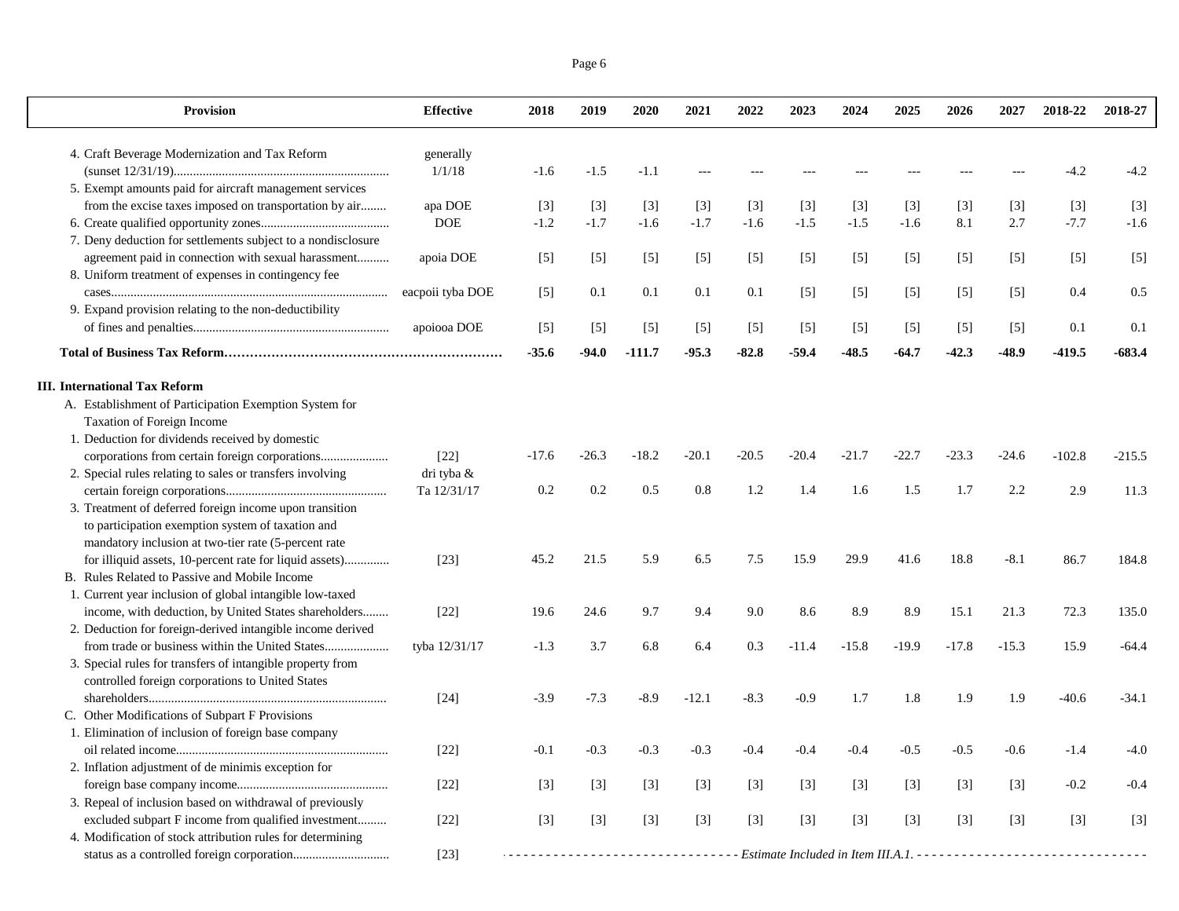| Provision | Effective | 2018 | 2019 | 2020 | 2021 | 2022 | 2023 | 2024 | 2025 | 2026 | 2027 | 2018-22 | 2018-27 |
|---|---|---|---|---|---|---|---|---|---|---|---|---|---|
| 4. Craft Beverage Modernization and Tax Reform (sunset 12/31/19) | generally 1/1/18 | -1.6 | -1.5 | -1.1 | --- | --- | --- | --- | --- | --- | --- | -4.2 | -4.2 |
| 5. Exempt amounts paid for aircraft management services from the excise taxes imposed on transportation by air | apa DOE | [3] | [3] | [3] | [3] | [3] | [3] | [3] | [3] | [3] | [3] | [3] | [3] |
| 6. Create qualified opportunity zones | DOE | -1.2 | -1.7 | -1.6 | -1.7 | -1.6 | -1.5 | -1.5 | -1.6 | 8.1 | 2.7 | -7.7 | -1.6 |
| 7. Deny deduction for settlements subject to a nondisclosure agreement paid in connection with sexual harassment | apoia DOE | [5] | [5] | [5] | [5] | [5] | [5] | [5] | [5] | [5] | [5] | [5] | [5] |
| 8. Uniform treatment of expenses in contingency fee cases | eacpoii tyba DOE | [5] | 0.1 | 0.1 | 0.1 | 0.1 | [5] | [5] | [5] | [5] | [5] | 0.4 | 0.5 |
| 9. Expand provision relating to the non-deductibility of fines and penalties | apoiooa DOE | [5] | [5] | [5] | [5] | [5] | [5] | [5] | [5] | [5] | [5] | 0.1 | 0.1 |
| **Total of Business Tax Reform** | | **-35.6** | **-94.0** | **-111.7** | **-95.3** | **-82.8** | **-59.4** | **-48.5** | **-64.7** | **-42.3** | **-48.9** | **-419.5** | **-683.4** |
| **III. International Tax Reform** | | | | | | | | | | | | | |
| A. Establishment of Participation Exemption System for Taxation of Foreign Income | | | | | | | | | | | | | |
| 1. Deduction for dividends received by domestic corporations from certain foreign corporations | [22] | -17.6 | -26.3 | -18.2 | -20.1 | -20.5 | -20.4 | -21.7 | -22.7 | -23.3 | -24.6 | -102.8 | -215.5 |
| 2. Special rules relating to sales or transfers involving certain foreign corporations | dri tyba & Ta 12/31/17 | 0.2 | 0.2 | 0.5 | 0.8 | 1.2 | 1.4 | 1.6 | 1.5 | 1.7 | 2.2 | 2.9 | 11.3 |
| 3. Treatment of deferred foreign income upon transition to participation exemption system of taxation and mandatory inclusion at two-tier rate (5-percent rate for illiquid assets, 10-percent rate for liquid assets) | [23] | 45.2 | 21.5 | 5.9 | 6.5 | 7.5 | 15.9 | 29.9 | 41.6 | 18.8 | -8.1 | 86.7 | 184.8 |
| B. Rules Related to Passive and Mobile Income | | | | | | | | | | | | | |
| 1. Current year inclusion of global intangible low-taxed income, with deduction, by United States shareholders | [22] | 19.6 | 24.6 | 9.7 | 9.4 | 9.0 | 8.6 | 8.9 | 8.9 | 15.1 | 21.3 | 72.3 | 135.0 |
| 2. Deduction for foreign-derived intangible income derived from trade or business within the United States | tyba 12/31/17 | -1.3 | 3.7 | 6.8 | 6.4 | 0.3 | -11.4 | -15.8 | -19.9 | -17.8 | -15.3 | 15.9 | -64.4 |
| 3. Special rules for transfers of intangible property from controlled foreign corporations to United States shareholders | [24] | -3.9 | -7.3 | -8.9 | -12.1 | -8.3 | -0.9 | 1.7 | 1.8 | 1.9 | 1.9 | -40.6 | -34.1 |
| C. Other Modifications of Subpart F Provisions | | | | | | | | | | | | | |
| 1. Elimination of inclusion of foreign base company oil related income | [22] | -0.1 | -0.3 | -0.3 | -0.3 | -0.4 | -0.4 | -0.4 | -0.5 | -0.5 | -0.6 | -1.4 | -4.0 |
| 2. Inflation adjustment of de minimis exception for foreign base company income | [22] | [3] | [3] | [3] | [3] | [3] | [3] | [3] | [3] | [3] | [3] | -0.2 | -0.4 |
| 3. Repeal of inclusion based on withdrawal of previously excluded subpart F income from qualified investment | [22] | [3] | [3] | [3] | [3] | [3] | [3] | [3] | [3] | [3] | [3] | [3] | [3] |
| 4. Modification of stock attribution rules for determining status as a controlled foreign corporation | [23] | *Estimate Included in Item III.A.1.* | | | | | | | | | | | |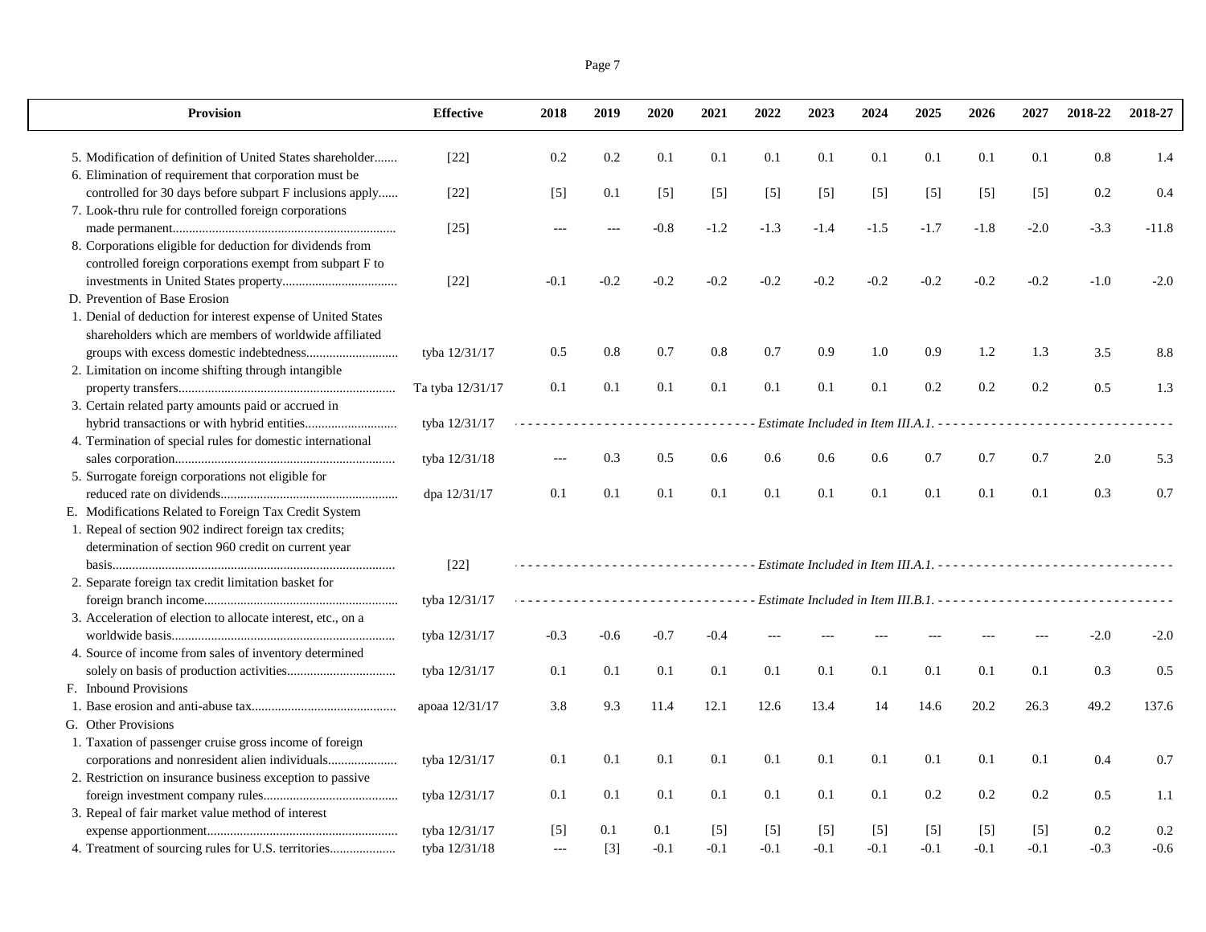| Provision | Effective | 2018 | 2019 | 2020 | 2021 | 2022 | 2023 | 2024 | 2025 | 2026 | 2027 | 2018-22 | 2018-27 |
|---|---|---|---|---|---|---|---|---|---|---|---|---|---|
| 5. Modification of definition of United States shareholder....... | [22] | 0.2 | 0.2 | 0.1 | 0.1 | 0.1 | 0.1 | 0.1 | 0.1 | 0.1 | 0.1 | 0.8 | 1.4 |
| 6. Elimination of requirement that corporation must be controlled for 30 days before subpart F inclusions apply...... | [22] | [5] | 0.1 | [5] | [5] | [5] | [5] | [5] | [5] | [5] | [5] | 0.2 | 0.4 |
| 7. Look-thru rule for controlled foreign corporations made permanent................................................................... | [25] | --- | --- | -0.8 | -1.2 | -1.3 | -1.4 | -1.5 | -1.7 | -1.8 | -2.0 | -3.3 | -11.8 |
| 8. Corporations eligible for deduction for dividends from controlled foreign corporations exempt from subpart F to investments in United States property.................................. | [22] | -0.1 | -0.2 | -0.2 | -0.2 | -0.2 | -0.2 | -0.2 | -0.2 | -0.2 | -0.2 | -1.0 | -2.0 |
| D. Prevention of Base Erosion | | | | | | | | | | | | | |
| 1. Denial of deduction for interest expense of United States shareholders which are members of worldwide affiliated groups with excess domestic indebtedness........................... | tyba 12/31/17 | 0.5 | 0.8 | 0.7 | 0.8 | 0.7 | 0.9 | 1.0 | 0.9 | 1.2 | 1.3 | 3.5 | 8.8 |
| 2. Limitation on income shifting through intangible property transfers.................................................................. | Ta tyba 12/31/17 | 0.1 | 0.1 | 0.1 | 0.1 | 0.1 | 0.1 | 0.1 | 0.2 | 0.2 | 0.2 | 0.5 | 1.3 |
| 3. Certain related party amounts paid or accrued in hybrid transactions or with hybrid entities........................... | tyba 12/31/17 | *Estimate Included in Item III.A.1.* | | | | | | | | | | | |
| 4. Termination of special rules for domestic international sales corporation.................................................................. | tyba 12/31/18 | --- | 0.3 | 0.5 | 0.6 | 0.6 | 0.6 | 0.6 | 0.7 | 0.7 | 0.7 | 2.0 | 5.3 |
| 5. Surrogate foreign corporations not eligible for reduced rate on dividends..................................................... | dpa 12/31/17 | 0.1 | 0.1 | 0.1 | 0.1 | 0.1 | 0.1 | 0.1 | 0.1 | 0.1 | 0.1 | 0.3 | 0.7 |
| E. Modifications Related to Foreign Tax Credit System | | | | | | | | | | | | | |
| 1. Repeal of section 902 indirect foreign tax credits; determination of section 960 credit on current year basis..................................................................................... | [22] | *Estimate Included in Item III.A.1.* | | | | | | | | | | | |
| 2. Separate foreign tax credit limitation basket for foreign branch income.......................................................... | tyba 12/31/17 | *Estimate Included in Item III.B.1.* | | | | | | | | | | | |
| 3. Acceleration of election to allocate interest, etc., on a worldwide basis................................................................... | tyba 12/31/17 | -0.3 | -0.6 | -0.7 | -0.4 | --- | --- | --- | --- | --- | --- | -2.0 | -2.0 |
| 4. Source of income from sales of inventory determined solely on basis of production activities................................ | tyba 12/31/17 | 0.1 | 0.1 | 0.1 | 0.1 | 0.1 | 0.1 | 0.1 | 0.1 | 0.1 | 0.1 | 0.3 | 0.5 |
| F. Inbound Provisions | | | | | | | | | | | | | |
| 1. Base erosion and anti-abuse tax............................................ | apoaa 12/31/17 | 3.8 | 9.3 | 11.4 | 12.1 | 12.6 | 13.4 | 14 | 14.6 | 20.2 | 26.3 | 49.2 | 137.6 |
| G. Other Provisions | | | | | | | | | | | | | |
| 1. Taxation of passenger cruise gross income of foreign corporations and nonresident alien individuals.................... | tyba 12/31/17 | 0.1 | 0.1 | 0.1 | 0.1 | 0.1 | 0.1 | 0.1 | 0.1 | 0.1 | 0.1 | 0.4 | 0.7 |
| 2. Restriction on insurance business exception to passive foreign investment company rules........................................ | tyba 12/31/17 | 0.1 | 0.1 | 0.1 | 0.1 | 0.1 | 0.1 | 0.1 | 0.2 | 0.2 | 0.2 | 0.5 | 1.1 |
| 3. Repeal of fair market value method of interest expense apportionment......................................................... | tyba 12/31/17 | [5] | 0.1 | 0.1 | [5] | [5] | [5] | [5] | [5] | [5] | [5] | 0.2 | 0.2 |
| 4. Treatment of sourcing rules for U.S. territories.................... | tyba 12/31/18 | --- | [3] | -0.1 | -0.1 | -0.1 | -0.1 | -0.1 | -0.1 | -0.1 | -0.1 | -0.3 | -0.6 |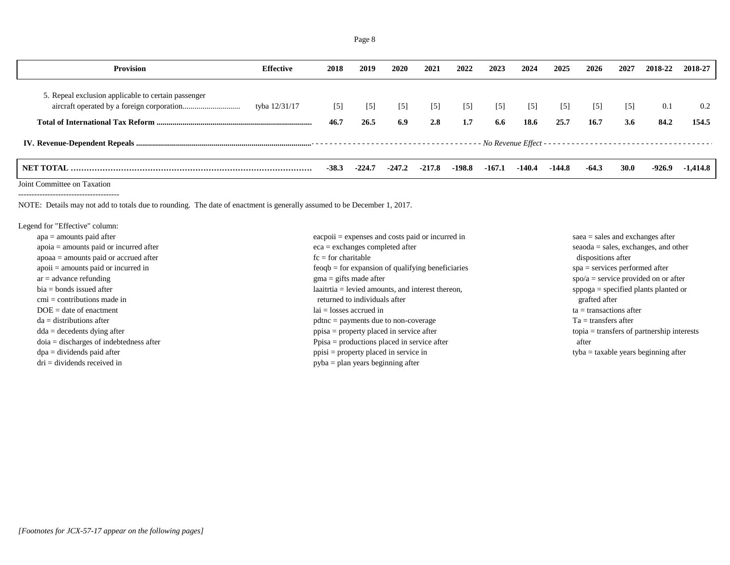| Provision | Effective | 2018 | 2019 | 2020 | 2021 | 2022 | 2023 | 2024 | 2025 | 2026 | 2027 | 2018-22 | 2018-27 |
|---|---|---|---|---|---|---|---|---|---|---|---|---|---|
| 5. Repeal exclusion applicable to certain passenger aircraft operated by a foreign corporation............................ | tyba 12/31/17 | [5] | [5] | [5] | [5] | [5] | [5] | [5] | [5] | [5] | [5] | 0.1 | 0.2 |
| **Total of International Tax Reform** | | **46.7** | **26.5** | **6.9** | **2.8** | **1.7** | **6.6** | **18.6** | **25.7** | **16.7** | **3.6** | **84.2** | **154.5** |
| **IV. Revenue-Dependent Repeals** | | *No Revenue Effect* | | | | | | | | | | | |
| **NET TOTAL** | | **-38.3** | **-224.7** | **-247.2** | **-217.8** | **-198.8** | **-167.1** | **-140.4** | **-144.8** | **-64.3** | **30.0** | **-926.9** | **-1,414.8** |

Joint Committee on Taxation

--------------------------------------

NOTE: Details may not add to totals due to rounding. The date of enactment is generally assumed to be December 1, 2017.

Legend for "Effective" column:

- apa = amounts paid after
- apoia = amounts paid or incurred after
- apoaa = amounts paid or accrued after
- apoii = amounts paid or incurred in
- ar = advance refunding
- bia = bonds issued after
- cmi = contributions made in
- DOE = date of enactment
- da = distributions after
- dda = decedents dying after
- doia = discharges of indebtedness after
- dpa = dividends paid after
- dri = dividends received in
- eacpoii = expenses and costs paid or incurred in
- eca = exchanges completed after
- fc = for charitable
- feoqb = for expansion of qualifying beneficiaries
- gma = gifts made after
- laaitrtia = levied amounts, and interest thereon, returned to individuals after
- lai = losses accrued in
- pdtnc = payments due to non-coverage
- ppisa = property placed in service after
- Ppisa = productions placed in service after
- ppisi = property placed in service in
- pyba = plan years beginning after
- saea = sales and exchanges after
- seaoda = sales, exchanges, and other dispositions after
- spa = services performed after
- spo/a = service provided on or after
- sppoga = specified plants planted or grafted after
- ta = transactions after
- Ta = transfers after
- topia = transfers of partnership interests after
- tyba = taxable years beginning after

*[Footnotes for JCX-57-17 appear on the following pages]*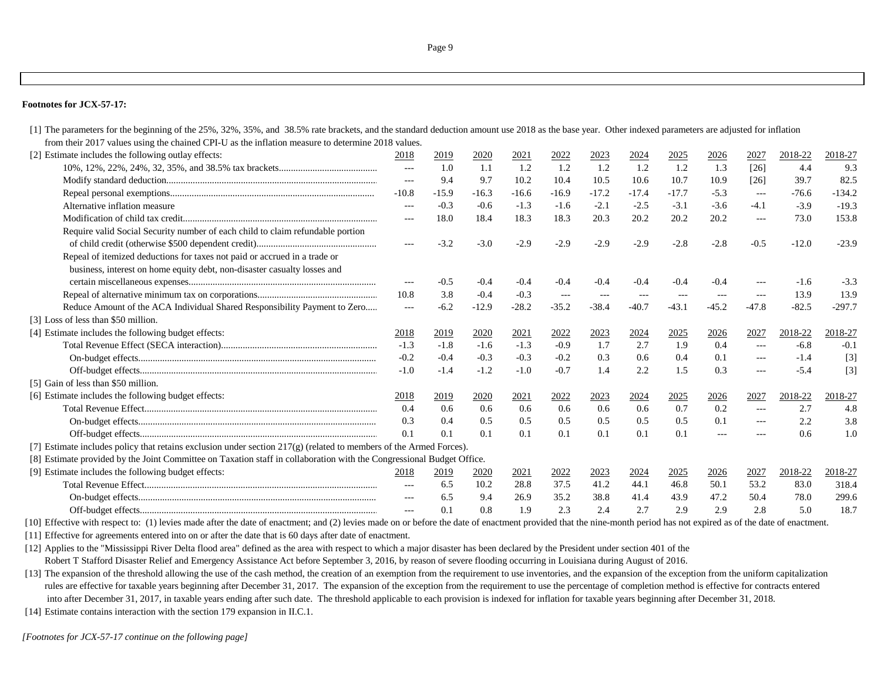**Footnotes for JCX-57-17:**

[1] The parameters for the beginning of the 25%, 32%, 35%, and 38.5% rate brackets, and the standard deduction amount use 2018 as the base year. Other indexed parameters are adjusted for inflation from their 2017 values using the chained CPI-U as the inflation measure to determine 2018 values.

[2] Estimate includes the following outlay effects:

| | 2018 | 2019 | 2020 | 2021 | 2022 | 2023 | 2024 | 2025 | 2026 | 2027 | 2018-22 | 2018-27 |
|---|---|---|---|---|---|---|---|---|---|---|---|---|
| 10%, 12%, 22%, 24%, 32, 35%, and 38.5% tax brackets | --- | 1.0 | 1.1 | 1.2 | 1.2 | 1.2 | 1.2 | 1.2 | 1.3 | [26] | 4.4 | 9.3 |
| Modify standard deduction | --- | 9.4 | 9.7 | 10.2 | 10.4 | 10.5 | 10.6 | 10.7 | 10.9 | [26] | 39.7 | 82.5 |
| Repeal personal exemptions | -10.8 | -15.9 | -16.3 | -16.6 | -16.9 | -17.2 | -17.4 | -17.7 | -5.3 | --- | -76.6 | -134.2 |
| Alternative inflation measure | --- | -0.3 | -0.6 | -1.3 | -1.6 | -2.1 | -2.5 | -3.1 | -3.6 | -4.1 | -3.9 | -19.3 |
| Modification of child tax credit | --- | 18.0 | 18.4 | 18.3 | 18.3 | 20.3 | 20.2 | 20.2 | 20.2 | --- | 73.0 | 153.8 |
| Require valid Social Security number of each child to claim refundable portion of child credit (otherwise $500 dependent credit) | --- | -3.2 | -3.0 | -2.9 | -2.9 | -2.9 | -2.9 | -2.8 | -2.8 | -0.5 | -12.0 | -23.9 |
| Repeal of itemized deductions for taxes not paid or accrued in a trade or business, interest on home equity debt, non-disaster casualty losses and certain miscellaneous expenses | --- | -0.5 | -0.4 | -0.4 | -0.4 | -0.4 | -0.4 | -0.4 | -0.4 | --- | -1.6 | -3.3 |
| Repeal of alternative minimum tax on corporations | 10.8 | 3.8 | -0.4 | -0.3 | --- | --- | --- | --- | --- | --- | 13.9 | 13.9 |
| Reduce Amount of the ACA Individual Shared Responsibility Payment to Zero | --- | -6.2 | -12.9 | -28.2 | -35.2 | -38.4 | -40.7 | -43.1 | -45.2 | -47.8 | -82.5 | -297.7 |

[3] Loss of less than $50 million.

[4] Estimate includes the following budget effects:

| | 2018 | 2019 | 2020 | 2021 | 2022 | 2023 | 2024 | 2025 | 2026 | 2027 | 2018-22 | 2018-27 |
|---|---|---|---|---|---|---|---|---|---|---|---|---|
| Total Revenue Effect (SECA interaction) | -1.3 | -1.8 | -1.6 | -1.3 | -0.9 | 1.7 | 2.7 | 1.9 | 0.4 | --- | -6.8 | -0.1 |
| On-budget effects | -0.2 | -0.4 | -0.3 | -0.3 | -0.2 | 0.3 | 0.6 | 0.4 | 0.1 | --- | -1.4 | [3] |
| Off-budget effects | -1.0 | -1.4 | -1.2 | -1.0 | -0.7 | 1.4 | 2.2 | 1.5 | 0.3 | --- | -5.4 | [3] |

[5] Gain of less than $50 million.

[6] Estimate includes the following budget effects:

| | 2018 | 2019 | 2020 | 2021 | 2022 | 2023 | 2024 | 2025 | 2026 | 2027 | 2018-22 | 2018-27 |
|---|---|---|---|---|---|---|---|---|---|---|---|---|
| Total Revenue Effect | 0.4 | 0.6 | 0.6 | 0.6 | 0.6 | 0.6 | 0.6 | 0.7 | 0.2 | --- | 2.7 | 4.8 |
| On-budget effects | 0.3 | 0.4 | 0.5 | 0.5 | 0.5 | 0.5 | 0.5 | 0.5 | 0.1 | --- | 2.2 | 3.8 |
| Off-budget effects | 0.1 | 0.1 | 0.1 | 0.1 | 0.1 | 0.1 | 0.1 | 0.1 | --- | --- | 0.6 | 1.0 |

[7] Estimate includes policy that retains exclusion under section 217(g) (related to members of the Armed Forces).

[8] Estimate provided by the Joint Committee on Taxation staff in collaboration with the Congressional Budget Office.

[9] Estimate includes the following budget effects:

| | 2018 | 2019 | 2020 | 2021 | 2022 | 2023 | 2024 | 2025 | 2026 | 2027 | 2018-22 | 2018-27 |
|---|---|---|---|---|---|---|---|---|---|---|---|---|
| Total Revenue Effect | --- | 6.5 | 10.2 | 28.8 | 37.5 | 41.2 | 44.1 | 46.8 | 50.1 | 53.2 | 83.0 | 318.4 |
| On-budget effects | --- | 6.5 | 9.4 | 26.9 | 35.2 | 38.8 | 41.4 | 43.9 | 47.2 | 50.4 | 78.0 | 299.6 |
| Off-budget effects | --- | 0.1 | 0.8 | 1.9 | 2.3 | 2.4 | 2.7 | 2.9 | 2.9 | 2.8 | 5.0 | 18.7 |

[10] Effective with respect to: (1) levies made after the date of enactment; and (2) levies made on or before the date of enactment provided that the nine-month period has not expired as of the date of enactment.

[11] Effective for agreements entered into on or after the date that is 60 days after date of enactment.

[12] Applies to the "Mississippi River Delta flood area" defined as the area with respect to which a major disaster has been declared by the President under section 401 of the Robert T Stafford Disaster Relief and Emergency Assistance Act before September 3, 2016, by reason of severe flooding occurring in Louisiana during August of 2016.

[13] The expansion of the threshold allowing the use of the cash method, the creation of an exemption from the requirement to use inventories, and the expansion of the exception from the uniform capitalization rules are effective for taxable years beginning after December 31, 2017. The expansion of the exception from the requirement to use the percentage of completion method is effective for contracts entered into after December 31, 2017, in taxable years ending after such date. The threshold applicable to each provision is indexed for inflation for taxable years beginning after December 31, 2018.

[14] Estimate contains interaction with the section 179 expansion in II.C.1.

*[Footnotes for JCX-57-17 continue on the following page]*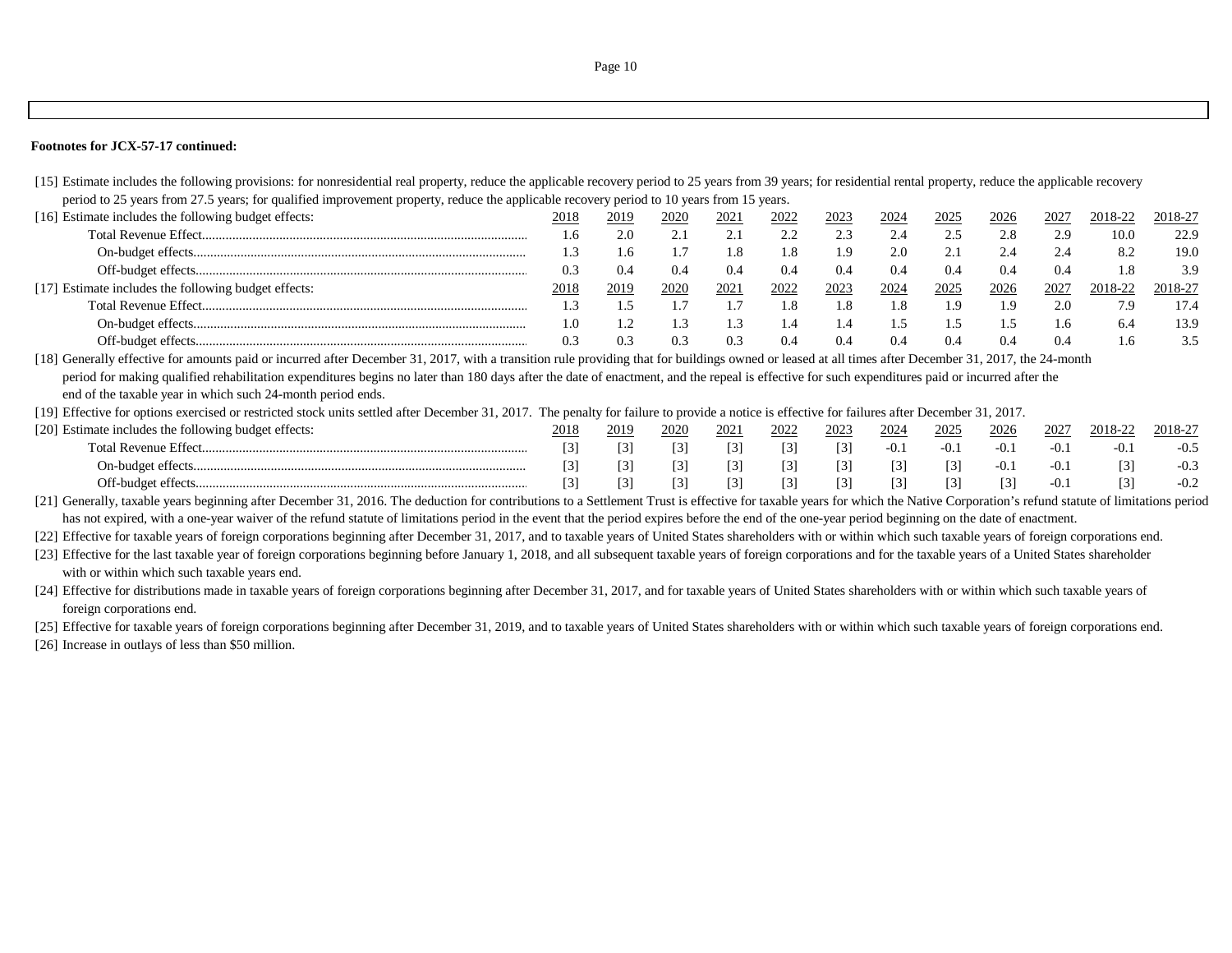**Footnotes for JCX-57-17 continued:**

[15] Estimate includes the following provisions: for nonresidential real property, reduce the applicable recovery period to 25 years from 39 years; for residential rental property, reduce the applicable recovery period to 25 years from 27.5 years; for qualified improvement property, reduce the applicable recovery period to 10 years from 15 years.

[16] Estimate includes the following budget effects:

| | 2018 | 2019 | 2020 | 2021 | 2022 | 2023 | 2024 | 2025 | 2026 | 2027 | 2018-22 | 2018-27 |
|---|---|---|---|---|---|---|---|---|---|---|---|---|
| Total Revenue Effect | 1.6 | 2.0 | 2.1 | 2.1 | 2.2 | 2.3 | 2.4 | 2.5 | 2.8 | 2.9 | 10.0 | 22.9 |
| On-budget effects | 1.3 | 1.6 | 1.7 | 1.8 | 1.8 | 1.9 | 2.0 | 2.1 | 2.4 | 2.4 | 8.2 | 19.0 |
| Off-budget effects | 0.3 | 0.4 | 0.4 | 0.4 | 0.4 | 0.4 | 0.4 | 0.4 | 0.4 | 0.4 | 1.8 | 3.9 |

[17] Estimate includes the following budget effects:

| | 2018 | 2019 | 2020 | 2021 | 2022 | 2023 | 2024 | 2025 | 2026 | 2027 | 2018-22 | 2018-27 |
|---|---|---|---|---|---|---|---|---|---|---|---|---|
| Total Revenue Effect | 1.3 | 1.5 | 1.7 | 1.7 | 1.8 | 1.8 | 1.8 | 1.9 | 1.9 | 2.0 | 7.9 | 17.4 |
| On-budget effects | 1.0 | 1.2 | 1.3 | 1.3 | 1.4 | 1.4 | 1.5 | 1.5 | 1.5 | 1.6 | 6.4 | 13.9 |
| Off-budget effects | 0.3 | 0.3 | 0.3 | 0.3 | 0.4 | 0.4 | 0.4 | 0.4 | 0.4 | 0.4 | 1.6 | 3.5 |

[18] Generally effective for amounts paid or incurred after December 31, 2017, with a transition rule providing that for buildings owned or leased at all times after December 31, 2017, the 24-month period for making qualified rehabilitation expenditures begins no later than 180 days after the date of enactment, and the repeal is effective for such expenditures paid or incurred after the end of the taxable year in which such 24-month period ends.

[19] Effective for options exercised or restricted stock units settled after December 31, 2017. The penalty for failure to provide a notice is effective for failures after December 31, 2017.

[20] Estimate includes the following budget effects:

| | 2018 | 2019 | 2020 | 2021 | 2022 | 2023 | 2024 | 2025 | 2026 | 2027 | 2018-22 | 2018-27 |
|---|---|---|---|---|---|---|---|---|---|---|---|---|
| Total Revenue Effect | [3] | [3] | [3] | [3] | [3] | [3] | -0.1 | -0.1 | -0.1 | -0.1 | -0.1 | -0.5 |
| On-budget effects | [3] | [3] | [3] | [3] | [3] | [3] | [3] | [3] | -0.1 | -0.1 | [3] | -0.3 |
| Off-budget effects | [3] | [3] | [3] | [3] | [3] | [3] | [3] | [3] | [3] | -0.1 | [3] | -0.2 |

[21] Generally, taxable years beginning after December 31, 2016. The deduction for contributions to a Settlement Trust is effective for taxable years for which the Native Corporation's refund statute of limitations period has not expired, with a one-year waiver of the refund statute of limitations period in the event that the period expires before the end of the one-year period beginning on the date of enactment.

[22] Effective for taxable years of foreign corporations beginning after December 31, 2017, and to taxable years of United States shareholders with or within which such taxable years of foreign corporations end.

[23] Effective for the last taxable year of foreign corporations beginning before January 1, 2018, and all subsequent taxable years of foreign corporations and for the taxable years of a United States shareholder with or within which such taxable years end.

[24] Effective for distributions made in taxable years of foreign corporations beginning after December 31, 2017, and for taxable years of United States shareholders with or within which such taxable years of foreign corporations end.

[25] Effective for taxable years of foreign corporations beginning after December 31, 2019, and to taxable years of United States shareholders with or within which such taxable years of foreign corporations end.

[26] Increase in outlays of less than $50 million.